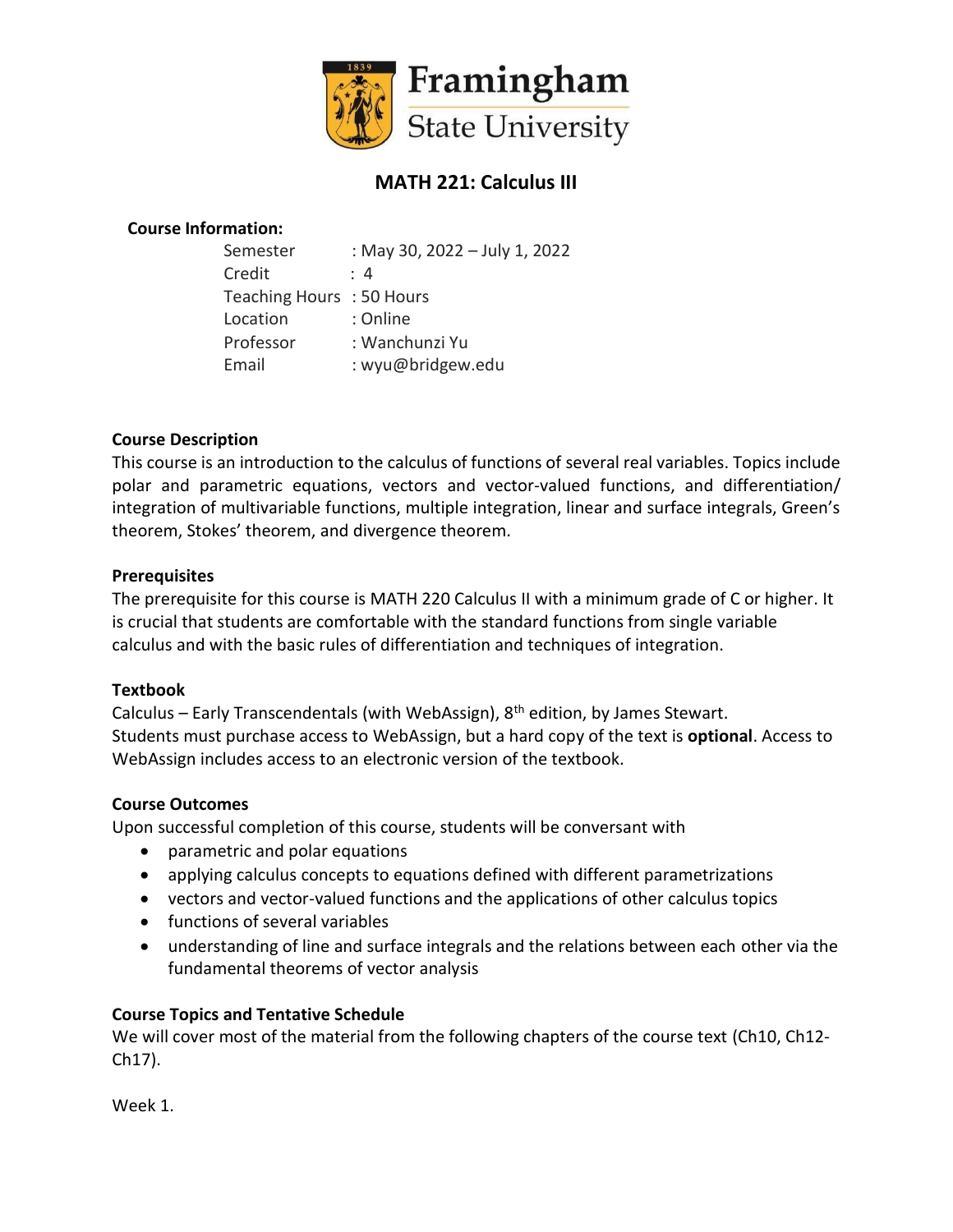Framingham State University

# MATH 221: Calculus III

**Course Information:**

Semester : May 30, 2022 – July 1, 2022
Credit : 4
Teaching Hours : 50 Hours
Location : Online
Professor : Wanchunzi Yu
Email : wyu@bridgew.edu

**Course Description**

This course is an introduction to the calculus of functions of several real variables. Topics include polar and parametric equations, vectors and vector-valued functions, and differentiation/ integration of multivariable functions, multiple integration, linear and surface integrals, Green's theorem, Stokes' theorem, and divergence theorem.

**Prerequisites**

The prerequisite for this course is MATH 220 Calculus II with a minimum grade of C or higher. It is crucial that students are comfortable with the standard functions from single variable calculus and with the basic rules of differentiation and techniques of integration.

**Textbook**

Calculus – Early Transcendentals (with WebAssign), 8th edition, by James Stewart.
Students must purchase access to WebAssign, but a hard copy of the text is **optional**. Access to WebAssign includes access to an electronic version of the textbook.

**Course Outcomes**

Upon successful completion of this course, students will be conversant with

- parametric and polar equations
- applying calculus concepts to equations defined with different parametrizations
- vectors and vector-valued functions and the applications of other calculus topics
- functions of several variables
- understanding of line and surface integrals and the relations between each other via the fundamental theorems of vector analysis

**Course Topics and Tentative Schedule**

We will cover most of the material from the following chapters of the course text (Ch10, Ch12-Ch17).

Week 1.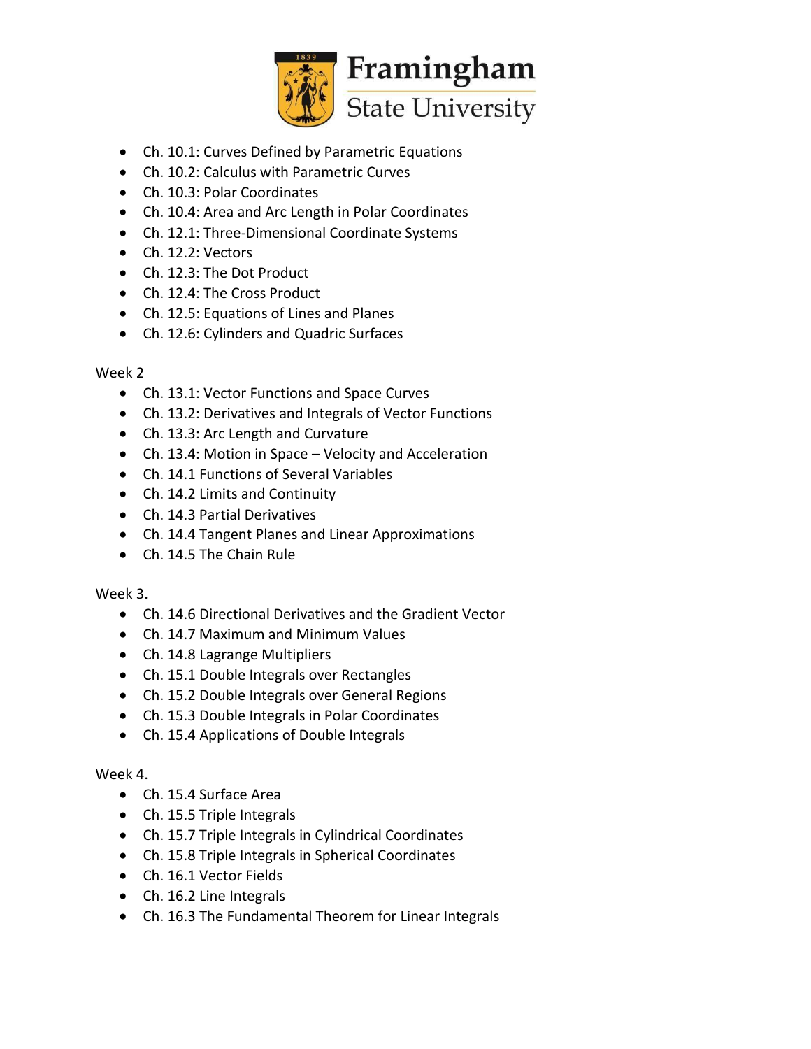- Ch. 10.1: Curves Defined by Parametric Equations
- Ch. 10.2: Calculus with Parametric Curves
- Ch. 10.3: Polar Coordinates
- Ch. 10.4: Area and Arc Length in Polar Coordinates
- Ch. 12.1: Three-Dimensional Coordinate Systems
- Ch. 12.2: Vectors
- Ch. 12.3: The Dot Product
- Ch. 12.4: The Cross Product
- Ch. 12.5: Equations of Lines and Planes
- Ch. 12.6: Cylinders and Quadric Surfaces

Week 2

- Ch. 13.1: Vector Functions and Space Curves
- Ch. 13.2: Derivatives and Integrals of Vector Functions
- Ch. 13.3: Arc Length and Curvature
- Ch. 13.4: Motion in Space – Velocity and Acceleration
- Ch. 14.1 Functions of Several Variables
- Ch. 14.2 Limits and Continuity
- Ch. 14.3 Partial Derivatives
- Ch. 14.4 Tangent Planes and Linear Approximations
- Ch. 14.5 The Chain Rule

Week 3.

- Ch. 14.6 Directional Derivatives and the Gradient Vector
- Ch. 14.7 Maximum and Minimum Values
- Ch. 14.8 Lagrange Multipliers
- Ch. 15.1 Double Integrals over Rectangles
- Ch. 15.2 Double Integrals over General Regions
- Ch. 15.3 Double Integrals in Polar Coordinates
- Ch. 15.4 Applications of Double Integrals

Week 4.

- Ch. 15.4 Surface Area
- Ch. 15.5 Triple Integrals
- Ch. 15.7 Triple Integrals in Cylindrical Coordinates
- Ch. 15.8 Triple Integrals in Spherical Coordinates
- Ch. 16.1 Vector Fields
- Ch. 16.2 Line Integrals
- Ch. 16.3 The Fundamental Theorem for Linear Integrals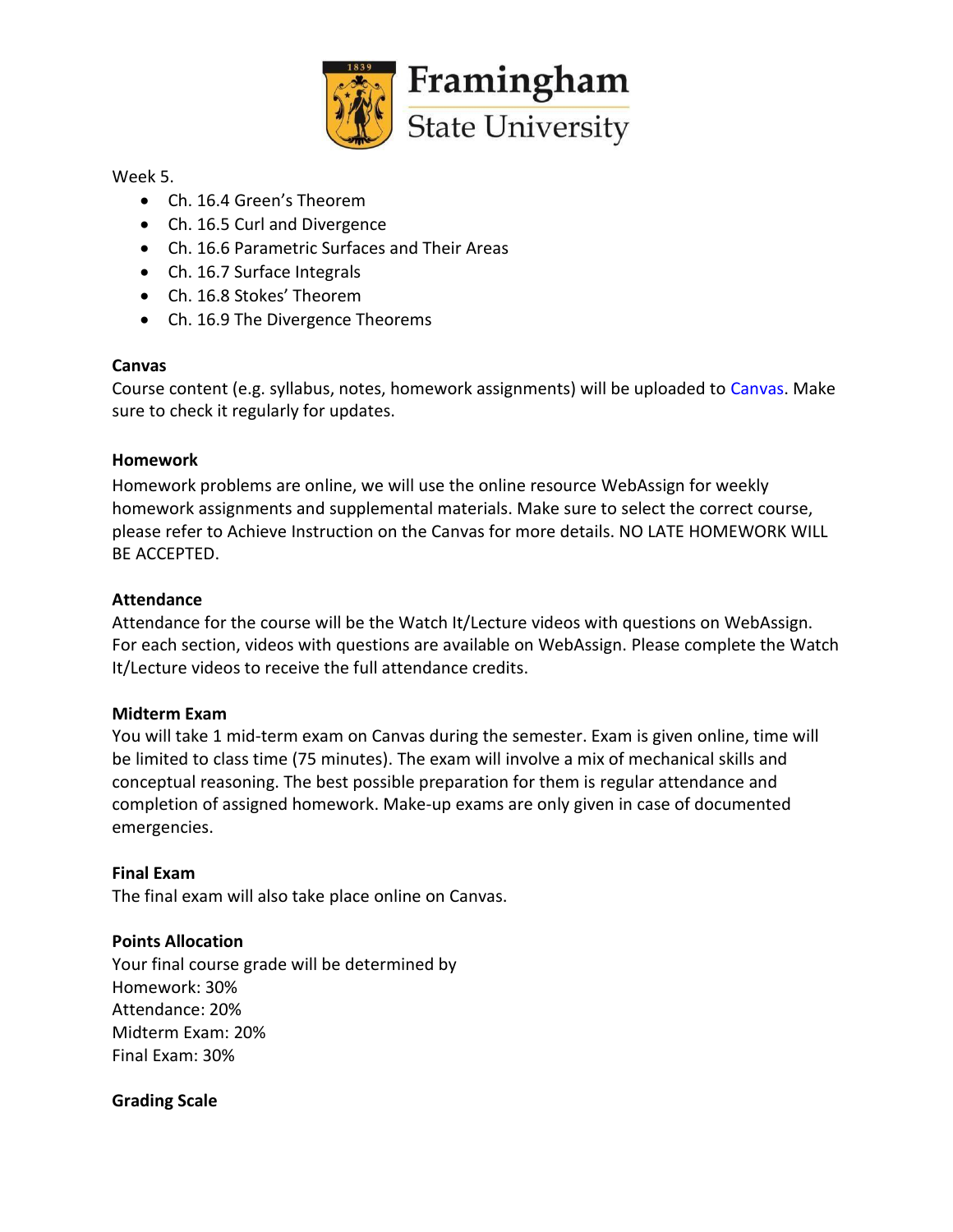Week 5.

- Ch. 16.4 Green's Theorem
- Ch. 16.5 Curl and Divergence
- Ch. 16.6 Parametric Surfaces and Their Areas
- Ch. 16.7 Surface Integrals
- Ch. 16.8 Stokes' Theorem
- Ch. 16.9 The Divergence Theorems

**Canvas**

Course content (e.g. syllabus, notes, homework assignments) will be uploaded to Canvas. Make sure to check it regularly for updates.

**Homework**

Homework problems are online, we will use the online resource WebAssign for weekly homework assignments and supplemental materials. Make sure to select the correct course, please refer to Achieve Instruction on the Canvas for more details. NO LATE HOMEWORK WILL BE ACCEPTED.

**Attendance**

Attendance for the course will be the Watch It/Lecture videos with questions on WebAssign. For each section, videos with questions are available on WebAssign. Please complete the Watch It/Lecture videos to receive the full attendance credits.

**Midterm Exam**

You will take 1 mid-term exam on Canvas during the semester. Exam is given online, time will be limited to class time (75 minutes). The exam will involve a mix of mechanical skills and conceptual reasoning. The best possible preparation for them is regular attendance and completion of assigned homework. Make-up exams are only given in case of documented emergencies.

**Final Exam**

The final exam will also take place online on Canvas.

**Points Allocation**

Your final course grade will be determined by
Homework: 30%
Attendance: 20%
Midterm Exam: 20%
Final Exam: 30%

**Grading Scale**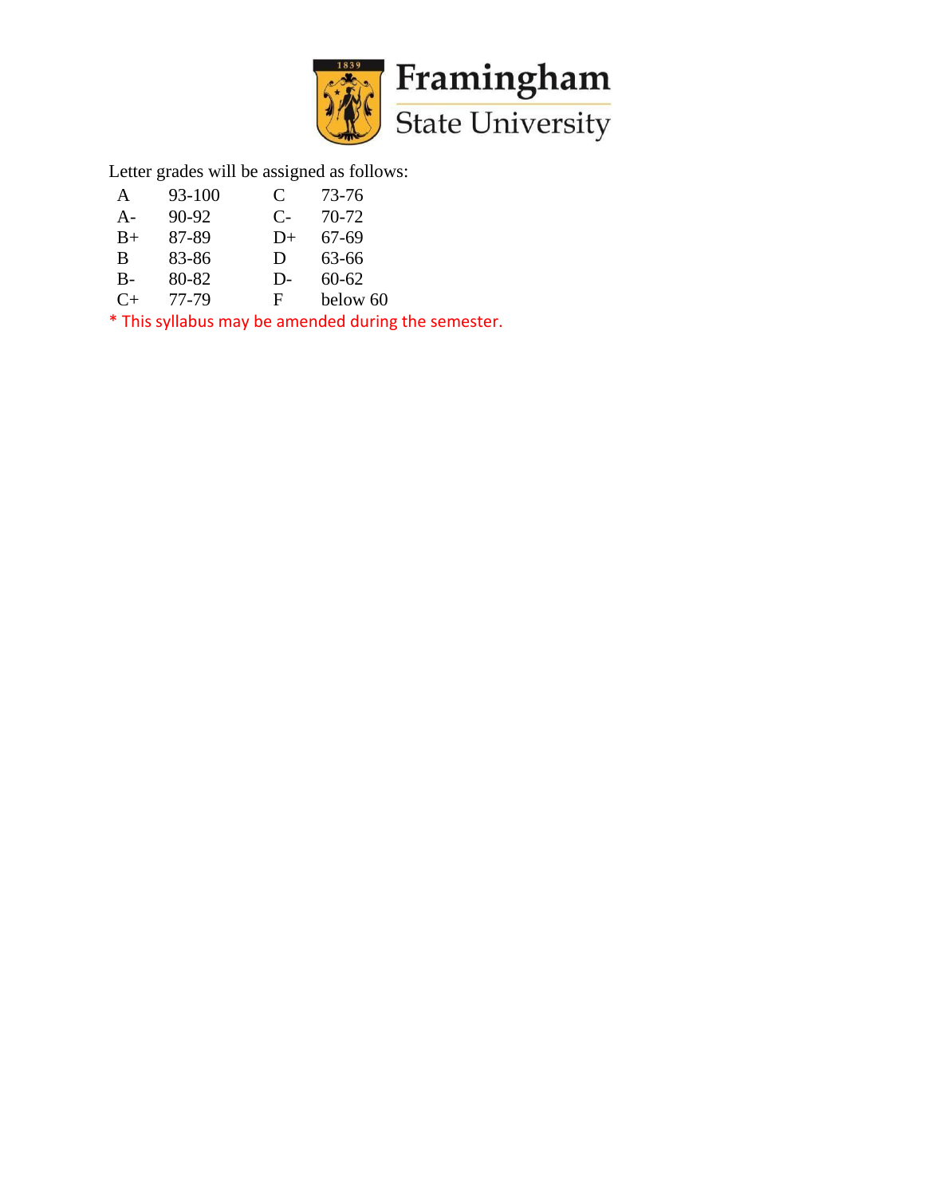Letter grades will be assigned as follows:

| | | | |
|---|---|---|---|
| A | 93-100 | C | 73-76 |
| A- | 90-92 | C- | 70-72 |
| B+ | 87-89 | D+ | 67-69 |
| B | 83-86 | D | 63-66 |
| B- | 80-82 | D- | 60-62 |
| C+ | 77-79 | F | below 60 |

* This syllabus may be amended during the semester.